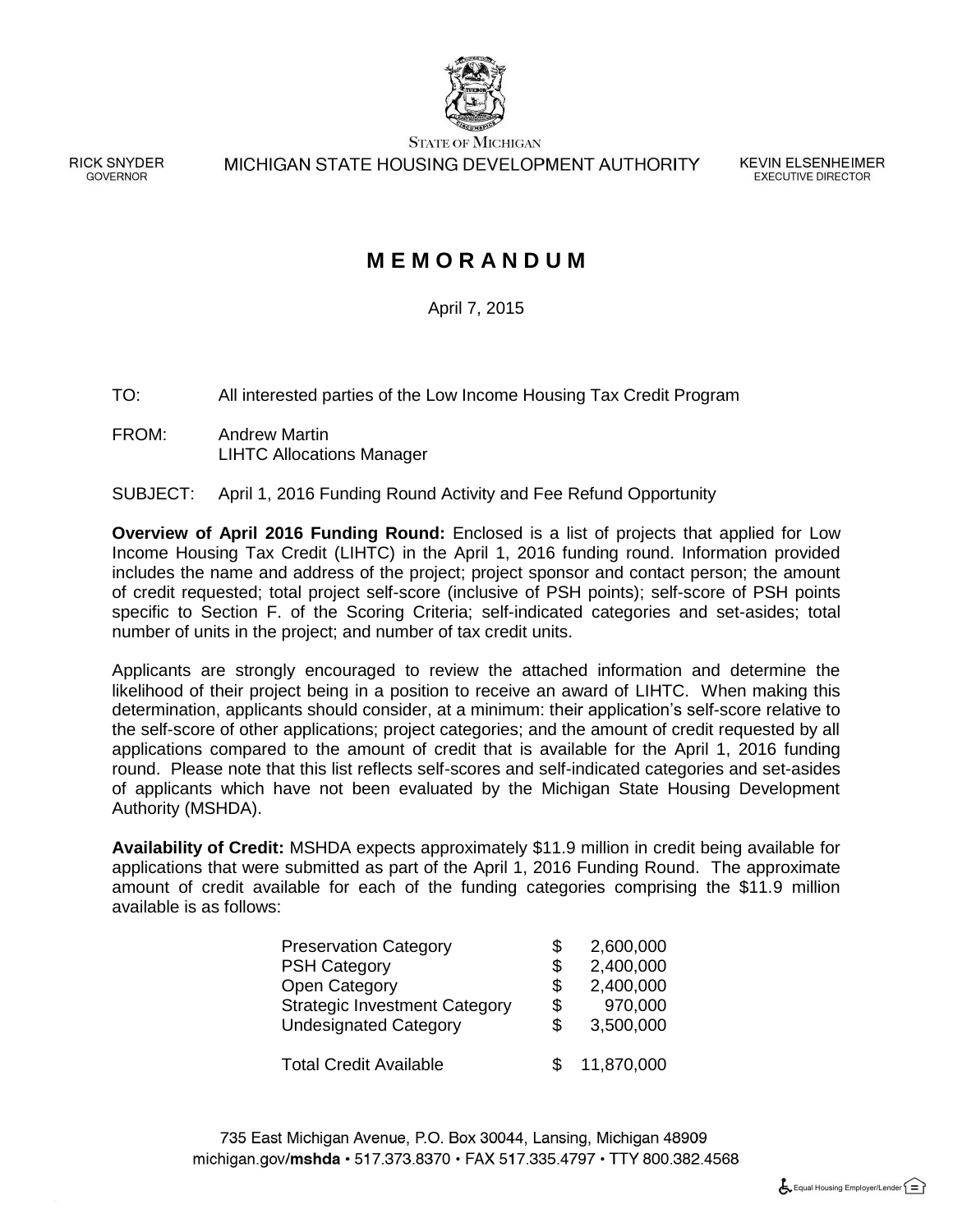STATE OF MICHIGAN

MICHIGAN STATE HOUSING DEVELOPMENT AUTHORITY

RICK SNYDER
GOVERNOR

KEVIN ELSENHEIMER
EXECUTIVE DIRECTOR

# M E M O R A N D U M

April 7, 2015

TO: All interested parties of the Low Income Housing Tax Credit Program

FROM: Andrew Martin
LIHTC Allocations Manager

SUBJECT: April 1, 2016 Funding Round Activity and Fee Refund Opportunity

**Overview of April 2016 Funding Round:** Enclosed is a list of projects that applied for Low Income Housing Tax Credit (LIHTC) in the April 1, 2016 funding round. Information provided includes the name and address of the project; project sponsor and contact person; the amount of credit requested; total project self-score (inclusive of PSH points); self-score of PSH points specific to Section F. of the Scoring Criteria; self-indicated categories and set-asides; total number of units in the project; and number of tax credit units.

Applicants are strongly encouraged to review the attached information and determine the likelihood of their project being in a position to receive an award of LIHTC. When making this determination, applicants should consider, at a minimum: their application's self-score relative to the self-score of other applications; project categories; and the amount of credit requested by all applications compared to the amount of credit that is available for the April 1, 2016 funding round. Please note that this list reflects self-scores and self-indicated categories and set-asides of applicants which have not been evaluated by the Michigan State Housing Development Authority (MSHDA).

**Availability of Credit:** MSHDA expects approximately $11.9 million in credit being available for applications that were submitted as part of the April 1, 2016 Funding Round. The approximate amount of credit available for each of the funding categories comprising the $11.9 million available is as follows:

| Category | Amount |
|---|---|
| Preservation Category | $ 2,600,000 |
| PSH Category | $ 2,400,000 |
| Open Category | $ 2,400,000 |
| Strategic Investment Category | $ 970,000 |
| Undesignated Category | $ 3,500,000 |
| Total Credit Available | $ 11,870,000 |

735 East Michigan Avenue, P.O. Box 30044, Lansing, Michigan 48909
michigan.gov/mshda • 517.373.8370 • FAX 517.335.4797 • TTY 800.382.4568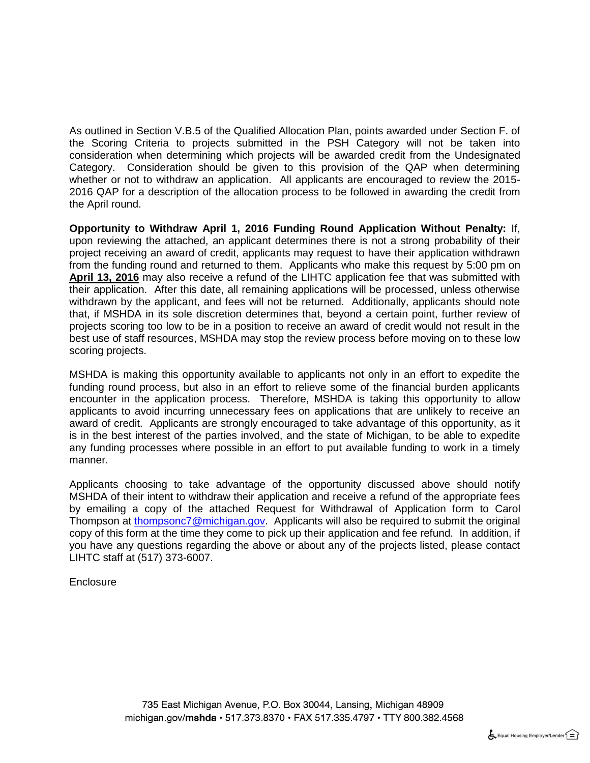As outlined in Section V.B.5 of the Qualified Allocation Plan, points awarded under Section F. of the Scoring Criteria to projects submitted in the PSH Category will not be taken into consideration when determining which projects will be awarded credit from the Undesignated Category. Consideration should be given to this provision of the QAP when determining whether or not to withdraw an application. All applicants are encouraged to review the 2015-2016 QAP for a description of the allocation process to be followed in awarding the credit from the April round.

**Opportunity to Withdraw April 1, 2016 Funding Round Application Without Penalty:** If, upon reviewing the attached, an applicant determines there is not a strong probability of their project receiving an award of credit, applicants may request to have their application withdrawn from the funding round and returned to them. Applicants who make this request by 5:00 pm on **April 13, 2016** may also receive a refund of the LIHTC application fee that was submitted with their application. After this date, all remaining applications will be processed, unless otherwise withdrawn by the applicant, and fees will not be returned. Additionally, applicants should note that, if MSHDA in its sole discretion determines that, beyond a certain point, further review of projects scoring too low to be in a position to receive an award of credit would not result in the best use of staff resources, MSHDA may stop the review process before moving on to these low scoring projects.

MSHDA is making this opportunity available to applicants not only in an effort to expedite the funding round process, but also in an effort to relieve some of the financial burden applicants encounter in the application process. Therefore, MSHDA is taking this opportunity to allow applicants to avoid incurring unnecessary fees on applications that are unlikely to receive an award of credit. Applicants are strongly encouraged to take advantage of this opportunity, as it is in the best interest of the parties involved, and the state of Michigan, to be able to expedite any funding processes where possible in an effort to put available funding to work in a timely manner.

Applicants choosing to take advantage of the opportunity discussed above should notify MSHDA of their intent to withdraw their application and receive a refund of the appropriate fees by emailing a copy of the attached Request for Withdrawal of Application form to Carol Thompson at thompsonc7@michigan.gov. Applicants will also be required to submit the original copy of this form at the time they come to pick up their application and fee refund. In addition, if you have any questions regarding the above or about any of the projects listed, please contact LIHTC staff at (517) 373-6007.

Enclosure

735 East Michigan Avenue, P.O. Box 30044, Lansing, Michigan 48909
michigan.gov/**mshda** • 517.373.8370 • FAX 517.335.4797 • TTY 800.382.4568

Equal Housing Employer/Lender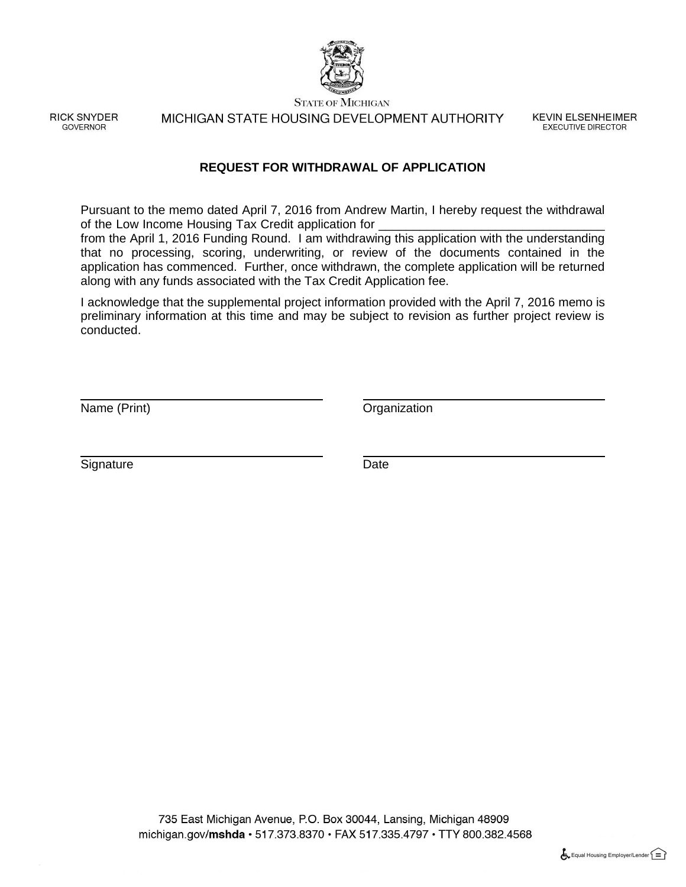STATE OF MICHIGAN

RICK SNYDER
GOVERNOR

MICHIGAN STATE HOUSING DEVELOPMENT AUTHORITY

KEVIN ELSENHEIMER
EXECUTIVE DIRECTOR

## REQUEST FOR WITHDRAWAL OF APPLICATION

Pursuant to the memo dated April 7, 2016 from Andrew Martin, I hereby request the withdrawal of the Low Income Housing Tax Credit application for ________________________________ from the April 1, 2016 Funding Round. I am withdrawing this application with the understanding that no processing, scoring, underwriting, or review of the documents contained in the application has commenced. Further, once withdrawn, the complete application will be returned along with any funds associated with the Tax Credit Application fee.

I acknowledge that the supplemental project information provided with the April 7, 2016 memo is preliminary information at this time and may be subject to revision as further project review is conducted.

________________________________
Name (Print)

________________________________
Organization

________________________________
Signature

________________________________
Date

735 East Michigan Avenue, P.O. Box 30044, Lansing, Michigan 48909
michigan.gov/**mshda** • 517.373.8370 • FAX 517.335.4797 • TTY 800.382.4568

Equal Housing Employer/Lender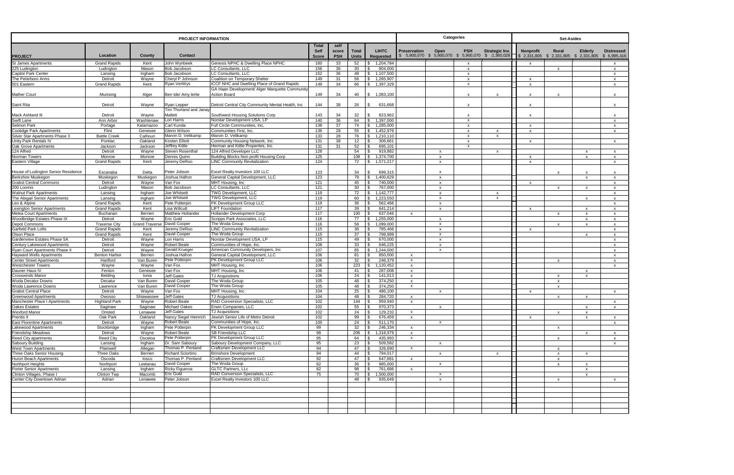| PROJECT INFORMATION | | | | | | | | | Categories | | | | Set-Asides | | | |
|---|---|---|---|---|---|---|---|---|---|---|---|---|---|---|---|---|
| PROJECT | Location | County | Contact | | Total Self Score | self score PSH | Total Units | LIHTC Requested | Preservation $ 5,900,070 | Open $ 5,900,070 | PSH $ 5,900,070 | Strategic Inv. $ 2,360,028 | Nonprofit $ 2,331,805 | Rural $ 2,331,805 | Elderly $ 2,331,805 | Distressed $ 6,995,416 |
| St James Apartments | Grand Rapids | Kent | John Wynbeek | Genesis NPHC & Dwelling Place NPHC | 160 | 33 | 52 | $ 1,204,784 | | | x | | x | | | x |
| 225 Ludington | Ludington | Mason | Bob Jacobson | LC Consultants, LLC | 156 | 36 | 30 | $ 804,000 | | | x | | | x | | x |
| Capitol Park Center | Lansing | Ingham | Bob Jacobson | LC Consultants, LLC | 152 | 36 | 48 | $ 1,107,500 | | | x | | | | | x |
| The Peterboro Arms | Detroit | Wayne | Cheryl P Johnson | Coalition on Temporary Shelter | 149 | 31 | 56 | $ 1,265,907 | | | x | | x | | | x |
| 501 Eastern | Grand Rapids | Kent | Ryan VerWys | ICCF NHC and Dwelling Place of Grand Rapids | 149 | 34 | 66 | $ 1,397,329 | | | x | | x | | | x |
| Mather Court | Munising | Alger | Ben Ide/ Amy Ierlie | GA Haan Development/ Alger Marquette Community Action Board | 149 | 34 | 40 | $ 1,083,100 | | | x | x | x | x | | x |
| Saint Rita | Detroit | Wayne | Ryan Lepper | Detroit Central City Community Mental Health, Inc | 144 | 38 | 26 | $ 631,668 | | | x | | x | | | x |
| Mack Ashland III | Detroit | Wayne | Tim Thorland and Janay Mallett | Southwest Housing Solutions Corp | 143 | 34 | 32 | $ 823,962 | | | x | | x | | | x |
| Swift Lane | Ann Arbor | Washtenaw | Lori Harris | Norstar Development USA, LP | 140 | 36 | 64 | $ 1,397,000 | | | x | | | | | x |
| Selinon Park | Portage | Kalamazoo | Carl Kunda | Full Circle Communities, Inc, | 138 | 37 | 74 | $ 1,285,000 | | | x | | x | | | x |
| Coolidge Park Apartments | Flint | Genesee | Glenn Wilson | Communities First, Inc. | 136 | 28 | 55 | $ 1,452,976 | | | x | x | x | | | x |
| Silver Star Apartments Phase 3 | Battle Creek | Calhoun | Marvin D. Veltkamp | Marvin D. Veltkamp | 133 | 28 | 76 | $ 1,210,110 | | | x | x | | | | |
| Unity Park Rentals IV | Pontiac | Oakland | Kirsten Elliott | Community Housing Network, Inc. | 131 | 38 | 12 | $ 306,661 | | | x | | x | | | x |
| Oak Grove Apartments | Jackson | Jackson | Jeffrey Kittle | Herman and Kittle Properites, Inc. | 131 | 31 | 52 | $ 695,101 | | | x | | | | | |
| 124 Alfred | Detroit | Wayne | Steven Rosenthal | 124 Alfred Developer LLC | 128 | | 54 | $ 919,882 | | x | | x | | | x | x |
| Norman Towers | Monroe | Monroe | Dennis Quinn | Building Blocks Non profit Housing Corp | 125 | | 108 | $ 1,374,700 | | x | | | x | | x | x |
| Eastern Village | Grand Rapids | Kent | Jeremy DeRoo | LINC Community Revitalization | 124 | | 72 | $ 1,571,217 | | x | | | x | | | x |
| House of Ludington Senior Residence | Escanaba | Delta | Peter Jobson | Excel Realty Investors 100 LLC | 123 | | 34 | $ 699,315 | | x | | | | x | x | x |
| Berkshire Muskegon | Muskegon | Muskegon | Joshua Hafron | General Capital Development, LLC | 123 | | 79 | $ 1,400,629 | | x | | | | | x | x |
| Gratiot Central Commons | Detroit | Wayne | Van Fox | MHT Housing, Inc | 121 | | 45 | $ 740,000 | | x | | | x | | | x |
| 200 Loomis | Ludington | Mason | Bob Jacobson | LC Consultants, LLC | 121 | | 30 | $ 767,000 | | x | | | | x | x | x |
| Walnut Park Apartments | Lansing | Ingham | Joe Whitsett | TWG Development, LLC | 119 | | 72 | $ 1,142,777 | | x | | x | | | | x |
| The Abigail Senior Apartments | Lansing | Ingham | Joe Whitsett | TWG Development, LLC | 119 | | 60 | $ 1,223,550 | | x | | x | | | x | x |
| Leo & Alpine | Grand Rapids | Kent | Pete Potterpin | PK Development Group LLC | 119 | | 36 | $ 562,466 | | x | | | | | | x |
| Lexington Senior Apartments | Grand Rapids | Kent | Lisa Willcutt | LIFT Foundation | 117 | | 39 | $ 641,214 | | x | | | x | | x | x |
| Metea Court Apartments | Buchanan | Berrien | Matthew Hollander | Hollander Development Corp | 117 | | 100 | $ 637,046 | x | | | | | x | x | x |
| Woodbridge Estates Phase IX | Detroit | Wayne | Eric Gold | Scripps Park Associates, LLC | 116 | | 77 | $ 1,255,000 | | x | | | | | x | x |
| Depot Commons | Traverse City | Grand Traverse | David Cooper | The Woda Group | 116 | | 58 | $ 1,099,000 | | x | | | | x | x | x |
| Garfield Park Lofts | Grand Rapids | Kent | Jeremy DeRoo | LINC Community Revitalization | 115 | | 36 | $ 785,466 | | x | | | x | | | x |
| Olson Place | Grand Rapids | Kent | David Cooper | The Woda Group | 115 | | 37 | $ 799,999 | | x | | | | | x | x |
| Gardenview Estates Phase 5A | Detroit | Wayne | Lori Harris | Norstar Development USA, LP | 115 | | 49 | $ 670,000 | | x | | | | | | x |
| Century Lakewood Apartments | Detroit | Wayne | Robert Beale | Communities of Hope, Inc. | 108 | | 33 | $ 646,225 | | x | | | | | | x |
| Ryan Court Apartments Phase II | Detroit | Wayne | Gerald Krueger | American Community Developers, Inc | 107 | | 85 | $ 1,244,000 | | x | | | | | | x |
| Hayward Wells Apartments | Benton Harbor | Berrien | Joshua Hafron | General Capital Development, LLC | 106 | | 81 | $ 850,000 | x | | | | | | | x |
| Center Street Apartments | Hartford | Van Buren | Pete Potterpin | PK Development Group LLC | 106 | | 32 | $ 246,379 | x | | | | | x | | x |
| Westchester Towers | Wayne | Wayne | Van Fox | MHT Housing, Inc | 106 | | 223 | $ 1,120,452 | x | | | | | | | x |
| Dauner Haus IV | Fenton | Genesee | Van Fox | MHT Housing, Inc | 106 | | 41 | $ 287,008 | x | | | | | | x | |
| Crosswinds Manor | Belding | Ionia | Jeff Gates | TJ Acquisitions | 106 | | 24 | $ 141,013 | x | | | | | x | x | |
| Woda Decatur Downs | Decatur | Van Buren | David Cooper | The Woda Group | 105 | | 48 | $ 374,250 | x | | | | | x | | |
| Woda Lawrence Downs | Lawrence | Van Buren | David Cooper | The Woda Group | 105 | | 48 | $ 374,250 | x | | | | | x | | |
| Gratiot Central Place | Detroit | Wayne | Van Fox | MHT Housing, Inc | 104 | | 25 | $ 486,100 | | x | | | x | | | x |
| Greenwood Apartments | Owosso | Shiawassee | Jeff Gates | TJ Acquisitions | 104 | | 48 | $ 284,720 | x | | | | | x | x | |
| Manchester Place I Apartments | Highland Park | Wayne | Robert Beale | RAD Conversion Specialists, LLC | 102 | | 144 | $ 959,940 | x | | | | | | | x |
| Oakes Estates | Saginaw | Saginaw | Michael Oakes | Erwin Companies, LLC | 102 | | 55 | $ 970,373 | | x | | | | | x | x |
| Wexford Manor | Onsted | Lenawee | Jeff Gates | TJ Acquisitions | 102 | | 24 | $ 129,232 | x | | | | | x | x | |
| Prentis II | Oak Park | Oakland | Nancy Siegel Heinrich | Jewish Senior Life of Metro Detroit | 102 | | 99 | $ 676,459 | x | | | | x | | x | x |
| East Florentine Apartments | Detroit | Wayne | Robert Beale | Communities of Hope, Inc. | 100 | | 24 | $ 511,170 | | x | | | | | | x |
| Lakewood Apartments | Stockbridge | Ingham | Pete Potterpin | PK Development Group LLC | 99 | | 32 | $ 246,334 | x | | | | | x | | |
| Friendship Meadows | Detroit | Wayne | Robert Beale | SB Friendship LLC | 98 | | 206 | $ 1,318,979 | x | | | | | | x | x |
| Reed City apartments | Reed City | Osceola | Pete Potterpin | PK Development Group LLC | 95 | | 64 | $ 435,993 | x | | | | | x | | x |
| Saboury Building | Lansing | Ingham | Dr. Sam Saboury | Saboury Development Company, LLC | 95 | | 23 | $ 509,582 | | x | | | | | | x |
| West Town Apartments | Plainwell | Allegan | Thomas P. Penland | Craftsmen Development LLC | 94 | | 47 | $ 326,690 | x | | | | | x | | |
| Three Oaks Senior Housing | Three Oaks | Berrien | Richard Sciortino | Brinshore Development | 94 | | 44 | $ 794,017 | | x | | x | | x | x | |
| Huron Beach Apartments | Oscoda | Iosco | Thomas P. Penland | Craftsmen Development LLC | 92 | | 47 | $ 647,681 | x | | | | | x | | |
| Northport Heights | Northport | Leelanau | David Cooper | The Woda Group | 82 | | 36 | $ 985,000 | | x | | | | x | x | |
| Porter Senior Apartments | Lansing | Ingham | Ricky Figueroa | GLTC Partners, LLc | 82 | | 98 | $ 761,686 | x | | | | | | x | |
| Clinton Villages, Phase I | Clinton Twp | Macomb | Eric Gold | RAD Conversion Specialists, LLC | 75 | | 70 | $ 1,500,000 | | x | | | | | x | |
| Center City Downtown Adrian | Adrian | Lenawee | Peter Jobson | Excel Realty Investors 100 LLC | | | 48 | $ 935,649 | | x | | | | x | | x |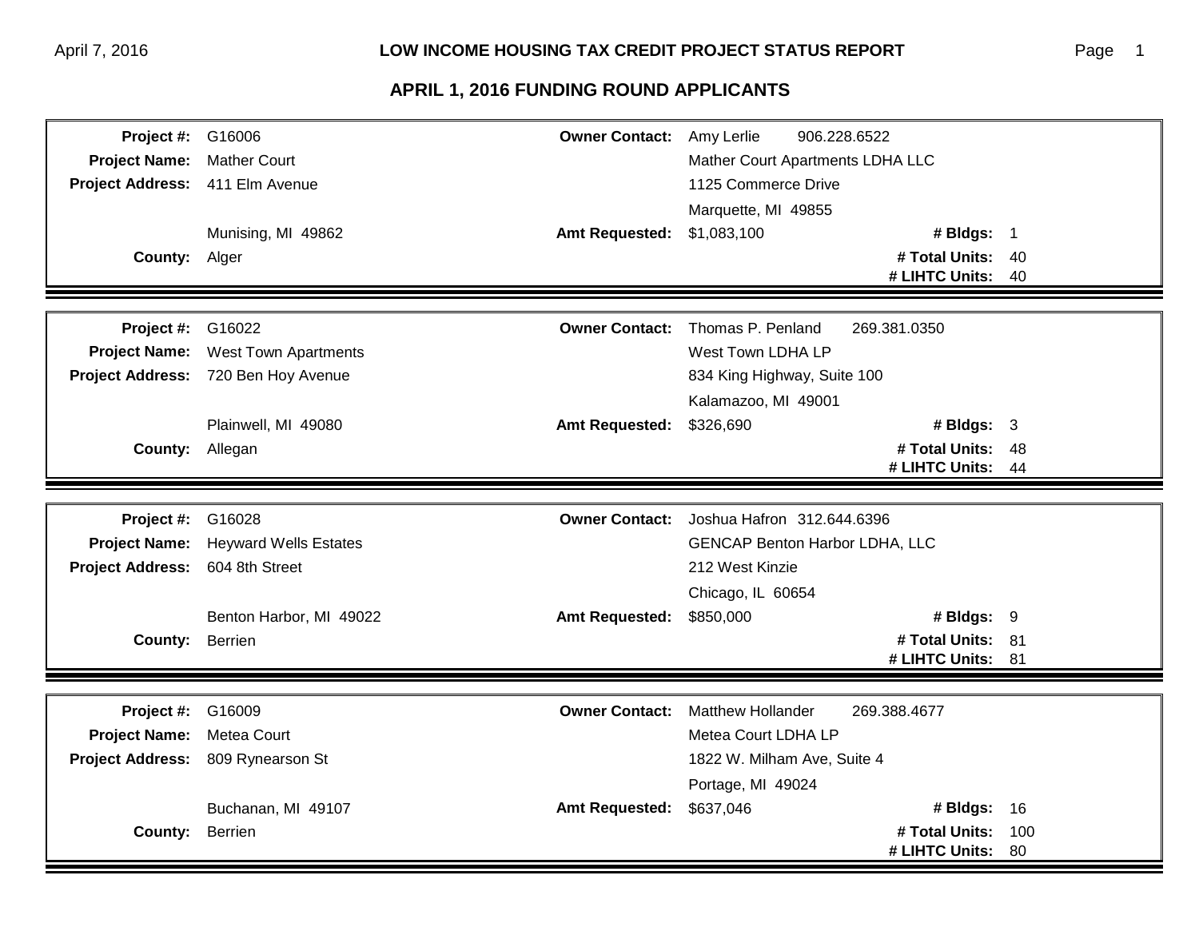## LOW INCOME HOUSING TAX CREDIT PROJECT STATUS REPORT

### APRIL 1, 2016 FUNDING ROUND APPLICANTS

| | | | | | |
|---|---|---|---|---|---|
| **Project #:** | G16006 | **Owner Contact:** | Amy Lerlie 906.228.6522 | | |
| **Project Name:** | Mather Court | | Mather Court Apartments LDHA LLC | | |
| **Project Address:** | 411 Elm Avenue | | 1125 Commerce Drive | | |
| | | | Marquette, MI 49855 | | |
| | Munising, MI 49862 | **Amt Requested:** | $1,083,100 | **# Bldgs:** | 1 |
| **County:** | Alger | | | **# Total Units:** | 40 |
| | | | | **# LIHTC Units:** | 40 |

| | | | | | |
|---|---|---|---|---|---|
| **Project #:** | G16022 | **Owner Contact:** | Thomas P. Penland 269.381.0350 | | |
| **Project Name:** | West Town Apartments | | West Town LDHA LP | | |
| **Project Address:** | 720 Ben Hoy Avenue | | 834 King Highway, Suite 100 | | |
| | | | Kalamazoo, MI 49001 | | |
| | Plainwell, MI 49080 | **Amt Requested:** | $326,690 | **# Bldgs:** | 3 |
| **County:** | Allegan | | | **# Total Units:** | 48 |
| | | | | **# LIHTC Units:** | 44 |

| | | | | | |
|---|---|---|---|---|---|
| **Project #:** | G16028 | **Owner Contact:** | Joshua Hafron 312.644.6396 | | |
| **Project Name:** | Heyward Wells Estates | | GENCAP Benton Harbor LDHA, LLC | | |
| **Project Address:** | 604 8th Street | | 212 West Kinzie | | |
| | | | Chicago, IL 60654 | | |
| | Benton Harbor, MI 49022 | **Amt Requested:** | $850,000 | **# Bldgs:** | 9 |
| **County:** | Berrien | | | **# Total Units:** | 81 |
| | | | | **# LIHTC Units:** | 81 |

| | | | | | |
|---|---|---|---|---|---|
| **Project #:** | G16009 | **Owner Contact:** | Matthew Hollander 269.388.4677 | | |
| **Project Name:** | Metea Court | | Metea Court LDHA LP | | |
| **Project Address:** | 809 Rynearson St | | 1822 W. Milham Ave, Suite 4 | | |
| | | | Portage, MI 49024 | | |
| | Buchanan, MI 49107 | **Amt Requested:** | $637,046 | **# Bldgs:** | 16 |
| **County:** | Berrien | | | **# Total Units:** | 100 |
| | | | | **# LIHTC Units:** | 80 |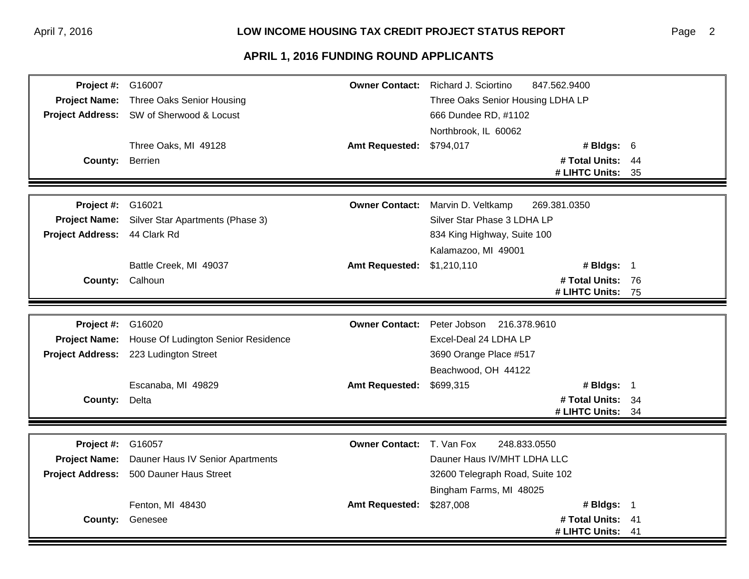## APRIL 1, 2016 FUNDING ROUND APPLICANTS

| | | | |
|---|---|---|---|
| **Project #:** | G16007 | **Owner Contact:** | Richard J. Sciortino 847.562.9400 |
| **Project Name:** | Three Oaks Senior Housing | | Three Oaks Senior Housing LDHA LP |
| **Project Address:** | SW of Sherwood & Locust | | 666 Dundee RD, #1102 |
| | | | Northbrook, IL 60062 |
| | Three Oaks, MI 49128 | **Amt Requested:** | $794,017 — **# Bldgs:** 6 |
| **County:** | Berrien | | **# Total Units:** 44 |
| | | | **# LIHTC Units:** 35 |

| | | | |
|---|---|---|---|
| **Project #:** | G16021 | **Owner Contact:** | Marvin D. Veltkamp 269.381.0350 |
| **Project Name:** | Silver Star Apartments (Phase 3) | | Silver Star Phase 3 LDHA LP |
| **Project Address:** | 44 Clark Rd | | 834 King Highway, Suite 100 |
| | | | Kalamazoo, MI 49001 |
| | Battle Creek, MI 49037 | **Amt Requested:** | $1,210,110 — **# Bldgs:** 1 |
| **County:** | Calhoun | | **# Total Units:** 76 |
| | | | **# LIHTC Units:** 75 |

| | | | |
|---|---|---|---|
| **Project #:** | G16020 | **Owner Contact:** | Peter Jobson 216.378.9610 |
| **Project Name:** | House Of Ludington Senior Residence | | Excel-Deal 24 LDHA LP |
| **Project Address:** | 223 Ludington Street | | 3690 Orange Place #517 |
| | | | Beachwood, OH 44122 |
| | Escanaba, MI 49829 | **Amt Requested:** | $699,315 — **# Bldgs:** 1 |
| **County:** | Delta | | **# Total Units:** 34 |
| | | | **# LIHTC Units:** 34 |

| | | | |
|---|---|---|---|
| **Project #:** | G16057 | **Owner Contact:** | T. Van Fox 248.833.0550 |
| **Project Name:** | Dauner Haus IV Senior Apartments | | Dauner Haus IV/MHT LDHA LLC |
| **Project Address:** | 500 Dauner Haus Street | | 32600 Telegraph Road, Suite 102 |
| | | | Bingham Farms, MI 48025 |
| | Fenton, MI 48430 | **Amt Requested:** | $287,008 — **# Bldgs:** 1 |
| **County:** | Genesee | | **# Total Units:** 41 |
| | | | **# LIHTC Units:** 41 |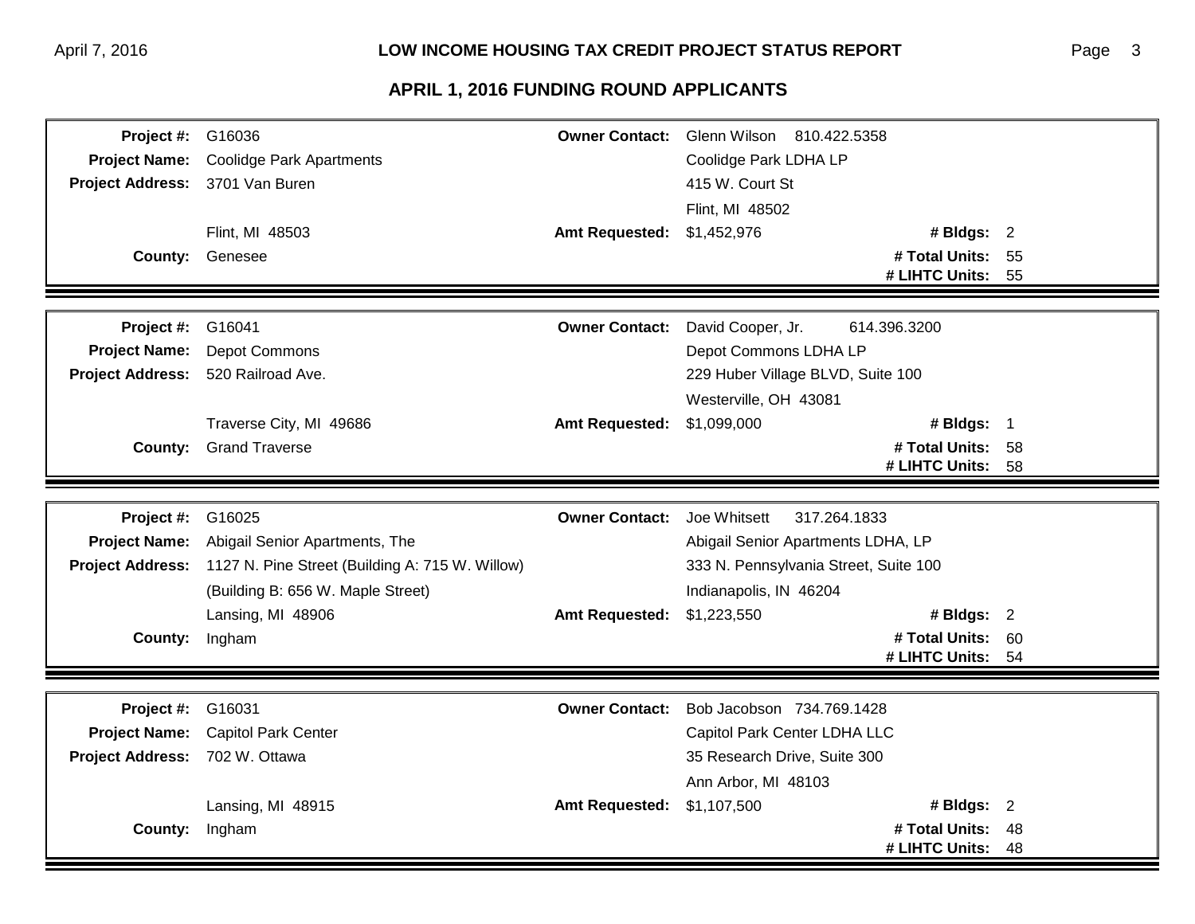## LOW INCOME HOUSING TAX CREDIT PROJECT STATUS REPORT

### APRIL 1, 2016 FUNDING ROUND APPLICANTS

| | | | | | |
|---|---|---|---|---|---|
| **Project #:** | G16036 | **Owner Contact:** | Glenn Wilson 810.422.5358 | | |
| **Project Name:** | Coolidge Park Apartments | | Coolidge Park LDHA LP | | |
| **Project Address:** | 3701 Van Buren | | 415 W. Court St | | |
| | | | Flint, MI 48502 | | |
| | Flint, MI 48503 | **Amt Requested:** | $1,452,976 | **# Bldgs:** | 2 |
| **County:** | Genesee | | | **# Total Units:** | 55 |
| | | | | **# LIHTC Units:** | 55 |

| | | | | | |
|---|---|---|---|---|---|
| **Project #:** | G16041 | **Owner Contact:** | David Cooper, Jr. 614.396.3200 | | |
| **Project Name:** | Depot Commons | | Depot Commons LDHA LP | | |
| **Project Address:** | 520 Railroad Ave. | | 229 Huber Village BLVD, Suite 100 | | |
| | | | Westerville, OH 43081 | | |
| | Traverse City, MI 49686 | **Amt Requested:** | $1,099,000 | **# Bldgs:** | 1 |
| **County:** | Grand Traverse | | | **# Total Units:** | 58 |
| | | | | **# LIHTC Units:** | 58 |

| | | | | | |
|---|---|---|---|---|---|
| **Project #:** | G16025 | **Owner Contact:** | Joe Whitsett 317.264.1833 | | |
| **Project Name:** | Abigail Senior Apartments, The | | Abigail Senior Apartments LDHA, LP | | |
| **Project Address:** | 1127 N. Pine Street (Building A: 715 W. Willow) | | 333 N. Pennsylvania Street, Suite 100 | | |
| | (Building B: 656 W. Maple Street) | | Indianapolis, IN 46204 | | |
| | Lansing, MI 48906 | **Amt Requested:** | $1,223,550 | **# Bldgs:** | 2 |
| **County:** | Ingham | | | **# Total Units:** | 60 |
| | | | | **# LIHTC Units:** | 54 |

| | | | | | |
|---|---|---|---|---|---|
| **Project #:** | G16031 | **Owner Contact:** | Bob Jacobson 734.769.1428 | | |
| **Project Name:** | Capitol Park Center | | Capitol Park Center LDHA LLC | | |
| **Project Address:** | 702 W. Ottawa | | 35 Research Drive, Suite 300 | | |
| | | | Ann Arbor, MI 48103 | | |
| | Lansing, MI 48915 | **Amt Requested:** | $1,107,500 | **# Bldgs:** | 2 |
| **County:** | Ingham | | | **# Total Units:** | 48 |
| | | | | **# LIHTC Units:** | 48 |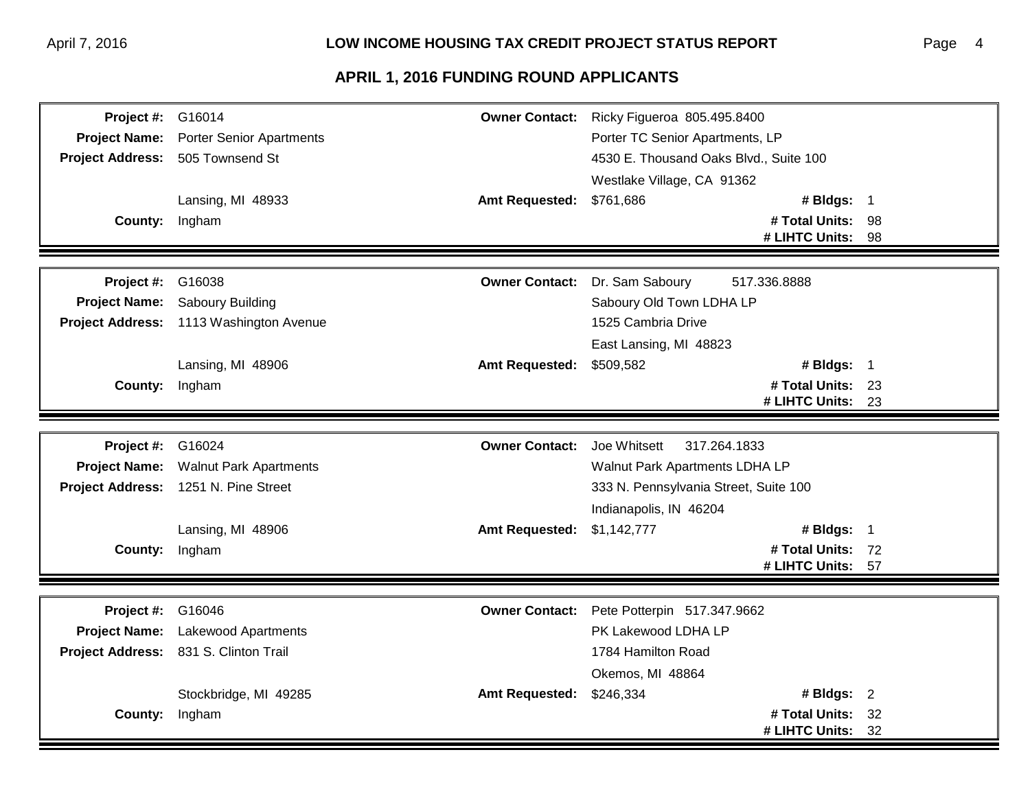## APRIL 1, 2016 FUNDING ROUND APPLICANTS

| | | | |
|---|---|---|---|
| **Project #:** | G16014 | **Owner Contact:** | Ricky Figueroa 805.495.8400 |
| **Project Name:** | Porter Senior Apartments | | Porter TC Senior Apartments, LP |
| **Project Address:** | 505 Townsend St | | 4530 E. Thousand Oaks Blvd., Suite 100 |
| | | | Westlake Village, CA 91362 |
| | Lansing, MI 48933 | **Amt Requested:** | $761,686 — **# Bldgs:** 1 |
| **County:** | Ingham | | **# Total Units:** 98 |
| | | | **# LIHTC Units:** 98 |

| | | | |
|---|---|---|---|
| **Project #:** | G16038 | **Owner Contact:** | Dr. Sam Saboury 517.336.8888 |
| **Project Name:** | Saboury Building | | Saboury Old Town LDHA LP |
| **Project Address:** | 1113 Washington Avenue | | 1525 Cambria Drive |
| | | | East Lansing, MI 48823 |
| | Lansing, MI 48906 | **Amt Requested:** | $509,582 — **# Bldgs:** 1 |
| **County:** | Ingham | | **# Total Units:** 23 |
| | | | **# LIHTC Units:** 23 |

| | | | |
|---|---|---|---|
| **Project #:** | G16024 | **Owner Contact:** | Joe Whitsett 317.264.1833 |
| **Project Name:** | Walnut Park Apartments | | Walnut Park Apartments LDHA LP |
| **Project Address:** | 1251 N. Pine Street | | 333 N. Pennsylvania Street, Suite 100 |
| | | | Indianapolis, IN 46204 |
| | Lansing, MI 48906 | **Amt Requested:** | $1,142,777 — **# Bldgs:** 1 |
| **County:** | Ingham | | **# Total Units:** 72 |
| | | | **# LIHTC Units:** 57 |

| | | | |
|---|---|---|---|
| **Project #:** | G16046 | **Owner Contact:** | Pete Potterpin 517.347.9662 |
| **Project Name:** | Lakewood Apartments | | PK Lakewood LDHA LP |
| **Project Address:** | 831 S. Clinton Trail | | 1784 Hamilton Road |
| | | | Okemos, MI 48864 |
| | Stockbridge, MI 49285 | **Amt Requested:** | $246,334 — **# Bldgs:** 2 |
| **County:** | Ingham | | **# Total Units:** 32 |
| | | | **# LIHTC Units:** 32 |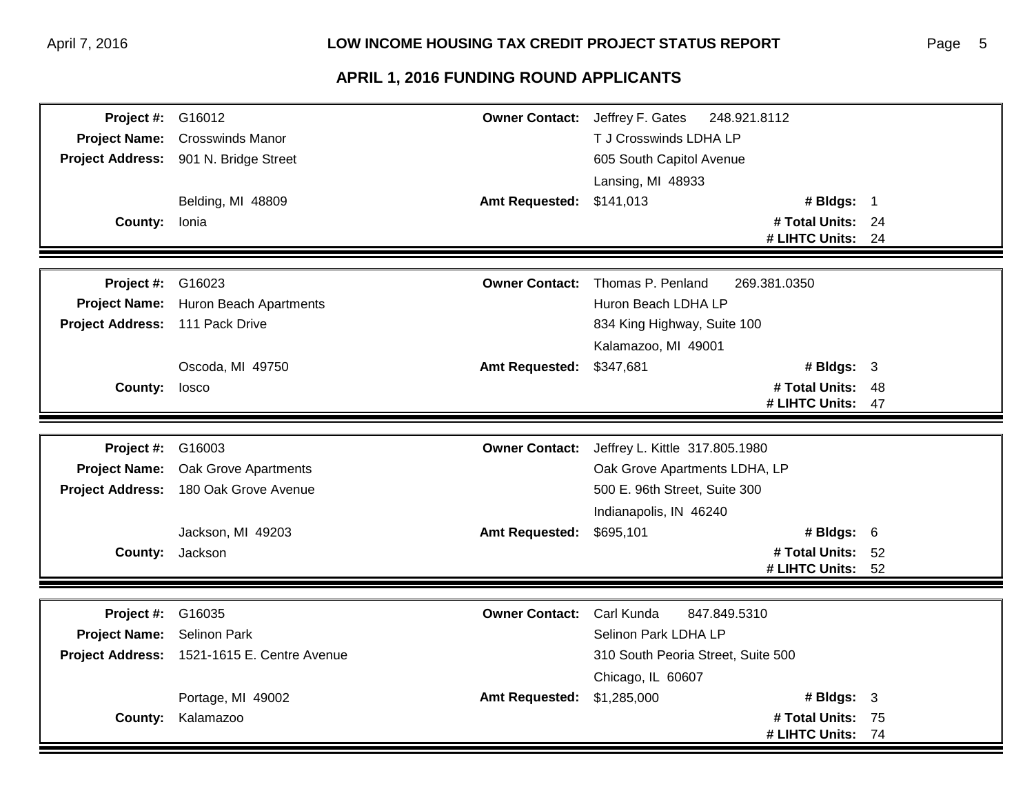## APRIL 1, 2016 FUNDING ROUND APPLICANTS

| | | | |
|---|---|---|---|
| **Project #:** | G16012 | **Owner Contact:** | Jeffrey F. Gates 248.921.8112 |
| **Project Name:** | Crosswinds Manor | | T J Crosswinds LDHA LP |
| **Project Address:** | 901 N. Bridge Street | | 605 South Capitol Avenue |
| | | | Lansing, MI 48933 |
| | Belding, MI 48809 | **Amt Requested:** | $141,013 — **# Bldgs:** 1 |
| **County:** | Ionia | | **# Total Units:** 24 |
| | | | **# LIHTC Units:** 24 |

| | | | |
|---|---|---|---|
| **Project #:** | G16023 | **Owner Contact:** | Thomas P. Penland 269.381.0350 |
| **Project Name:** | Huron Beach Apartments | | Huron Beach LDHA LP |
| **Project Address:** | 111 Pack Drive | | 834 King Highway, Suite 100 |
| | | | Kalamazoo, MI 49001 |
| | Oscoda, MI 49750 | **Amt Requested:** | $347,681 — **# Bldgs:** 3 |
| **County:** | Iosco | | **# Total Units:** 48 |
| | | | **# LIHTC Units:** 47 |

| | | | |
|---|---|---|---|
| **Project #:** | G16003 | **Owner Contact:** | Jeffrey L. Kittle 317.805.1980 |
| **Project Name:** | Oak Grove Apartments | | Oak Grove Apartments LDHA, LP |
| **Project Address:** | 180 Oak Grove Avenue | | 500 E. 96th Street, Suite 300 |
| | | | Indianapolis, IN 46240 |
| | Jackson, MI 49203 | **Amt Requested:** | $695,101 — **# Bldgs:** 6 |
| **County:** | Jackson | | **# Total Units:** 52 |
| | | | **# LIHTC Units:** 52 |

| | | | |
|---|---|---|---|
| **Project #:** | G16035 | **Owner Contact:** | Carl Kunda 847.849.5310 |
| **Project Name:** | Selinon Park | | Selinon Park LDHA LP |
| **Project Address:** | 1521-1615 E. Centre Avenue | | 310 South Peoria Street, Suite 500 |
| | | | Chicago, IL 60607 |
| | Portage, MI 49002 | **Amt Requested:** | $1,285,000 — **# Bldgs:** 3 |
| **County:** | Kalamazoo | | **# Total Units:** 75 |
| | | | **# LIHTC Units:** 74 |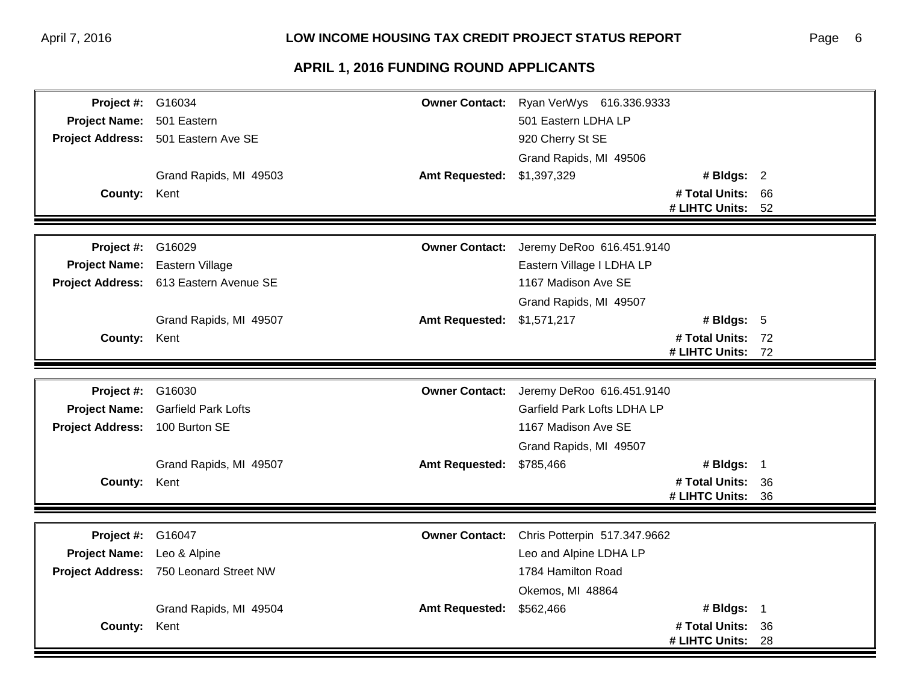## APRIL 1, 2016 FUNDING ROUND APPLICANTS

| | | | | | |
|---|---|---|---|---|---|
| **Project #:** | G16034 | **Owner Contact:** | Ryan VerWys 616.336.9333 | | |
| **Project Name:** | 501 Eastern | | 501 Eastern LDHA LP | | |
| **Project Address:** | 501 Eastern Ave SE | | 920 Cherry St SE | | |
| | | | Grand Rapids, MI 49506 | | |
| | Grand Rapids, MI 49503 | **Amt Requested:** | $1,397,329 | **# Bldgs:** | 2 |
| **County:** | Kent | | | **# Total Units:** | 66 |
| | | | | **# LIHTC Units:** | 52 |

| | | | | | |
|---|---|---|---|---|---|
| **Project #:** | G16029 | **Owner Contact:** | Jeremy DeRoo 616.451.9140 | | |
| **Project Name:** | Eastern Village | | Eastern Village I LDHA LP | | |
| **Project Address:** | 613 Eastern Avenue SE | | 1167 Madison Ave SE | | |
| | | | Grand Rapids, MI 49507 | | |
| | Grand Rapids, MI 49507 | **Amt Requested:** | $1,571,217 | **# Bldgs:** | 5 |
| **County:** | Kent | | | **# Total Units:** | 72 |
| | | | | **# LIHTC Units:** | 72 |

| | | | | | |
|---|---|---|---|---|---|
| **Project #:** | G16030 | **Owner Contact:** | Jeremy DeRoo 616.451.9140 | | |
| **Project Name:** | Garfield Park Lofts | | Garfield Park Lofts LDHA LP | | |
| **Project Address:** | 100 Burton SE | | 1167 Madison Ave SE | | |
| | | | Grand Rapids, MI 49507 | | |
| | Grand Rapids, MI 49507 | **Amt Requested:** | $785,466 | **# Bldgs:** | 1 |
| **County:** | Kent | | | **# Total Units:** | 36 |
| | | | | **# LIHTC Units:** | 36 |

| | | | | | |
|---|---|---|---|---|---|
| **Project #:** | G16047 | **Owner Contact:** | Chris Potterpin 517.347.9662 | | |
| **Project Name:** | Leo & Alpine | | Leo and Alpine LDHA LP | | |
| **Project Address:** | 750 Leonard Street NW | | 1784 Hamilton Road | | |
| | | | Okemos, MI 48864 | | |
| | Grand Rapids, MI 49504 | **Amt Requested:** | $562,466 | **# Bldgs:** | 1 |
| **County:** | Kent | | | **# Total Units:** | 36 |
| | | | | **# LIHTC Units:** | 28 |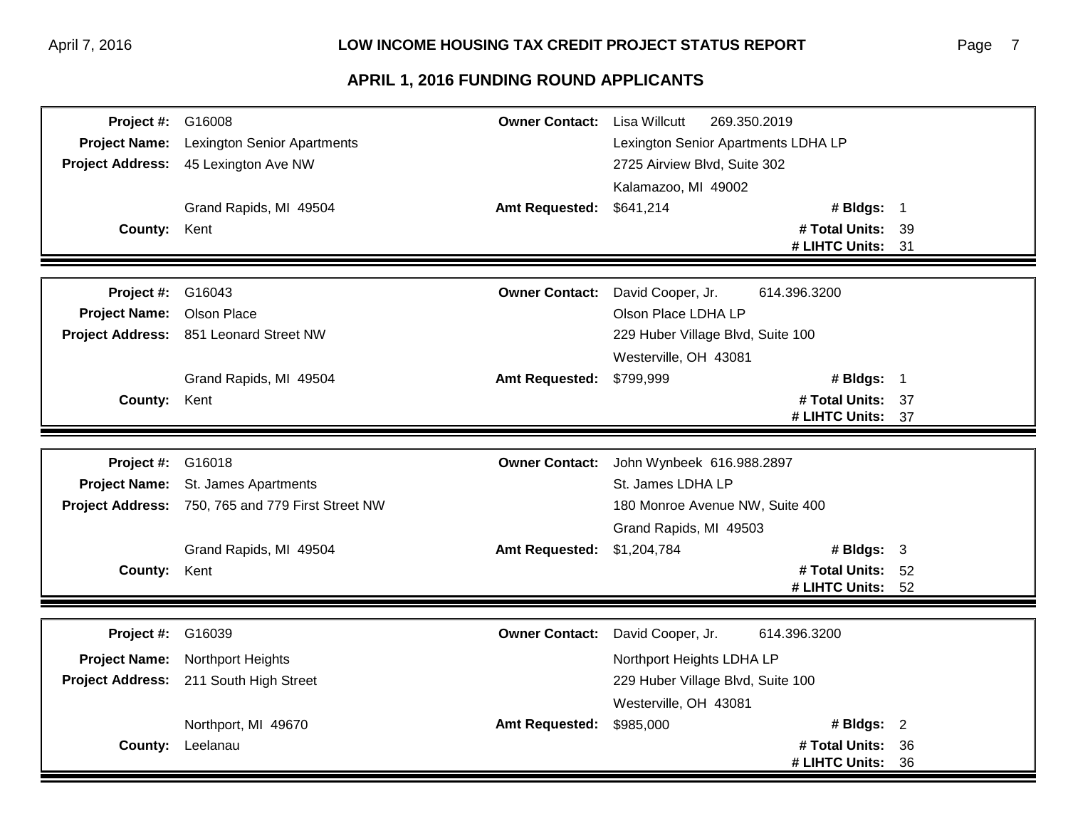## APRIL 1, 2016 FUNDING ROUND APPLICANTS

| | | | |
|---|---|---|---|
| **Project #:** | G16008 | **Owner Contact:** | Lisa Willcutt 269.350.2019 |
| **Project Name:** | Lexington Senior Apartments | | Lexington Senior Apartments LDHA LP |
| **Project Address:** | 45 Lexington Ave NW | | 2725 Airview Blvd, Suite 302 |
| | | | Kalamazoo, MI 49002 |
| | Grand Rapids, MI 49504 | **Amt Requested:** | $641,214 **# Bldgs:** 1 |
| **County:** | Kent | | **# Total Units:** 39 |
| | | | **# LIHTC Units:** 31 |

| | | | |
|---|---|---|---|
| **Project #:** | G16043 | **Owner Contact:** | David Cooper, Jr. 614.396.3200 |
| **Project Name:** | Olson Place | | Olson Place LDHA LP |
| **Project Address:** | 851 Leonard Street NW | | 229 Huber Village Blvd, Suite 100 |
| | | | Westerville, OH 43081 |
| | Grand Rapids, MI 49504 | **Amt Requested:** | $799,999 **# Bldgs:** 1 |
| **County:** | Kent | | **# Total Units:** 37 |
| | | | **# LIHTC Units:** 37 |

| | | | |
|---|---|---|---|
| **Project #:** | G16018 | **Owner Contact:** | John Wynbeek 616.988.2897 |
| **Project Name:** | St. James Apartments | | St. James LDHA LP |
| **Project Address:** | 750, 765 and 779 First Street NW | | 180 Monroe Avenue NW, Suite 400 |
| | | | Grand Rapids, MI 49503 |
| | Grand Rapids, MI 49504 | **Amt Requested:** | $1,204,784 **# Bldgs:** 3 |
| **County:** | Kent | | **# Total Units:** 52 |
| | | | **# LIHTC Units:** 52 |

| | | | |
|---|---|---|---|
| **Project #:** | G16039 | **Owner Contact:** | David Cooper, Jr. 614.396.3200 |
| **Project Name:** | Northport Heights | | Northport Heights LDHA LP |
| **Project Address:** | 211 South High Street | | 229 Huber Village Blvd, Suite 100 |
| | | | Westerville, OH 43081 |
| | Northport, MI 49670 | **Amt Requested:** | $985,000 **# Bldgs:** 2 |
| **County:** | Leelanau | | **# Total Units:** 36 |
| | | | **# LIHTC Units:** 36 |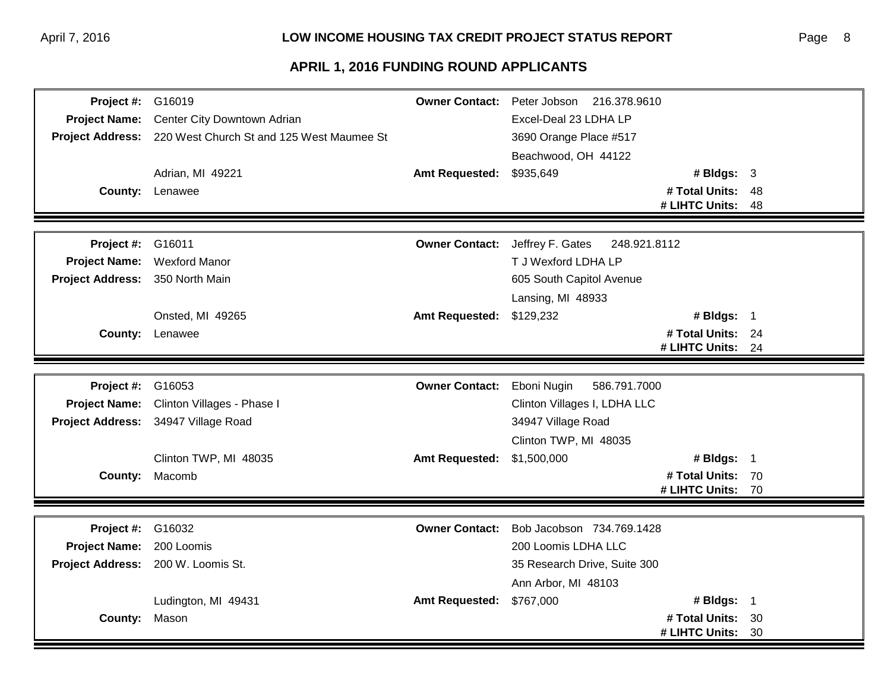## APRIL 1, 2016 FUNDING ROUND APPLICANTS

| | | | | | |
|---|---|---|---|---|---|
| **Project #:** | G16019 | **Owner Contact:** | Peter Jobson 216.378.9610 | | |
| **Project Name:** | Center City Downtown Adrian | | Excel-Deal 23 LDHA LP | | |
| **Project Address:** | 220 West Church St and 125 West Maumee St | | 3690 Orange Place #517 | | |
| | | | Beachwood, OH 44122 | | |
| | Adrian, MI 49221 | **Amt Requested:** | $935,649 | **# Bldgs:** | 3 |
| **County:** | Lenawee | | | **# Total Units:** | 48 |
| | | | | **# LIHTC Units:** | 48 |

| | | | | | |
|---|---|---|---|---|---|
| **Project #:** | G16011 | **Owner Contact:** | Jeffrey F. Gates 248.921.8112 | | |
| **Project Name:** | Wexford Manor | | T J Wexford LDHA LP | | |
| **Project Address:** | 350 North Main | | 605 South Capitol Avenue | | |
| | | | Lansing, MI 48933 | | |
| | Onsted, MI 49265 | **Amt Requested:** | $129,232 | **# Bldgs:** | 1 |
| **County:** | Lenawee | | | **# Total Units:** | 24 |
| | | | | **# LIHTC Units:** | 24 |

| | | | | | |
|---|---|---|---|---|---|
| **Project #:** | G16053 | **Owner Contact:** | Eboni Nugin 586.791.7000 | | |
| **Project Name:** | Clinton Villages - Phase I | | Clinton Villages I, LDHA LLC | | |
| **Project Address:** | 34947 Village Road | | 34947 Village Road | | |
| | | | Clinton TWP, MI 48035 | | |
| | Clinton TWP, MI 48035 | **Amt Requested:** | $1,500,000 | **# Bldgs:** | 1 |
| **County:** | Macomb | | | **# Total Units:** | 70 |
| | | | | **# LIHTC Units:** | 70 |

| | | | | | |
|---|---|---|---|---|---|
| **Project #:** | G16032 | **Owner Contact:** | Bob Jacobson 734.769.1428 | | |
| **Project Name:** | 200 Loomis | | 200 Loomis LDHA LLC | | |
| **Project Address:** | 200 W. Loomis St. | | 35 Research Drive, Suite 300 | | |
| | | | Ann Arbor, MI 48103 | | |
| | Ludington, MI 49431 | **Amt Requested:** | $767,000 | **# Bldgs:** | 1 |
| **County:** | Mason | | | **# Total Units:** | 30 |
| | | | | **# LIHTC Units:** | 30 |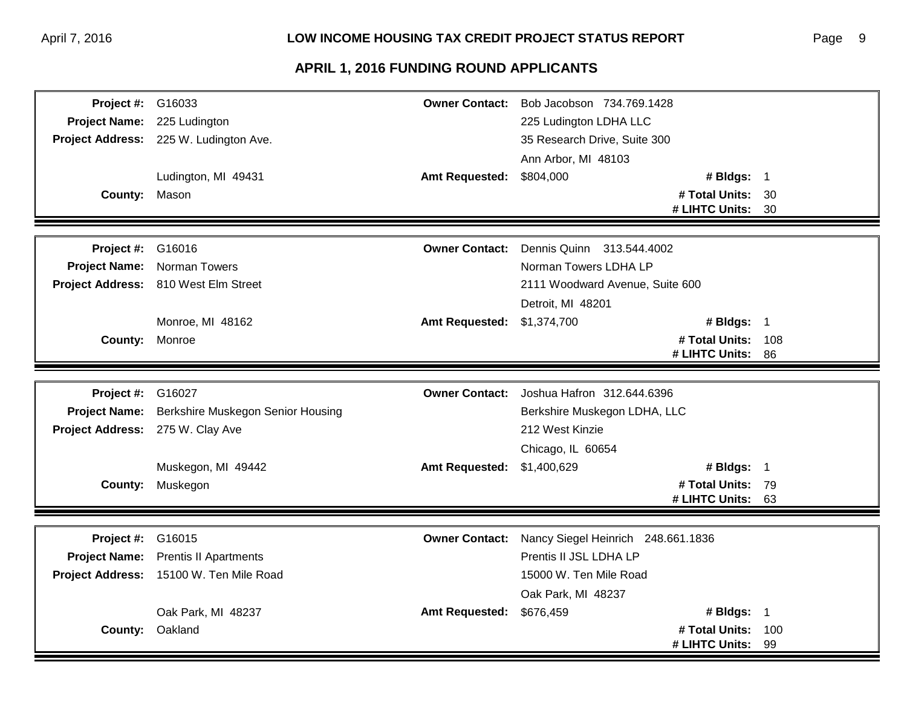## APRIL 1, 2016 FUNDING ROUND APPLICANTS

| | | | | | |
|---|---|---|---|---|---|
| **Project #:** | G16033 | **Owner Contact:** | Bob Jacobson 734.769.1428 | | |
| **Project Name:** | 225 Ludington | | 225 Ludington LDHA LLC | | |
| **Project Address:** | 225 W. Ludington Ave. | | 35 Research Drive, Suite 300 | | |
| | | | Ann Arbor, MI 48103 | | |
| | Ludington, MI 49431 | **Amt Requested:** | $804,000 | **# Bldgs:** | 1 |
| **County:** | Mason | | | **# Total Units:** | 30 |
| | | | | **# LIHTC Units:** | 30 |

| | | | | | |
|---|---|---|---|---|---|
| **Project #:** | G16016 | **Owner Contact:** | Dennis Quinn 313.544.4002 | | |
| **Project Name:** | Norman Towers | | Norman Towers LDHA LP | | |
| **Project Address:** | 810 West Elm Street | | 2111 Woodward Avenue, Suite 600 | | |
| | | | Detroit, MI 48201 | | |
| | Monroe, MI 48162 | **Amt Requested:** | $1,374,700 | **# Bldgs:** | 1 |
| **County:** | Monroe | | | **# Total Units:** | 108 |
| | | | | **# LIHTC Units:** | 86 |

| | | | | | |
|---|---|---|---|---|---|
| **Project #:** | G16027 | **Owner Contact:** | Joshua Hafron 312.644.6396 | | |
| **Project Name:** | Berkshire Muskegon Senior Housing | | Berkshire Muskegon LDHA, LLC | | |
| **Project Address:** | 275 W. Clay Ave | | 212 West Kinzie | | |
| | | | Chicago, IL 60654 | | |
| | Muskegon, MI 49442 | **Amt Requested:** | $1,400,629 | **# Bldgs:** | 1 |
| **County:** | Muskegon | | | **# Total Units:** | 79 |
| | | | | **# LIHTC Units:** | 63 |

| | | | | | |
|---|---|---|---|---|---|
| **Project #:** | G16015 | **Owner Contact:** | Nancy Siegel Heinrich 248.661.1836 | | |
| **Project Name:** | Prentis II Apartments | | Prentis II JSL LDHA LP | | |
| **Project Address:** | 15100 W. Ten Mile Road | | 15000 W. Ten Mile Road | | |
| | | | Oak Park, MI 48237 | | |
| | Oak Park, MI 48237 | **Amt Requested:** | $676,459 | **# Bldgs:** | 1 |
| **County:** | Oakland | | | **# Total Units:** | 100 |
| | | | | **# LIHTC Units:** | 99 |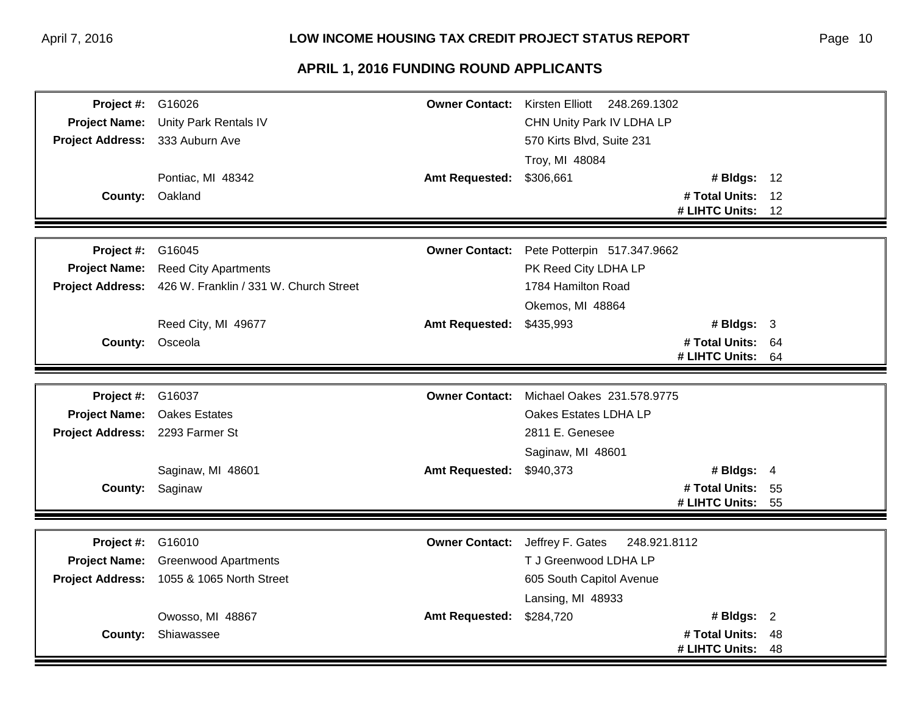## APRIL 1, 2016 FUNDING ROUND APPLICANTS

| | | | | | |
|---|---|---|---|---|---|
| **Project #:** | G16026 | **Owner Contact:** | Kirsten Elliott 248.269.1302 | | |
| **Project Name:** | Unity Park Rentals IV | | CHN Unity Park IV LDHA LP | | |
| **Project Address:** | 333 Auburn Ave | | 570 Kirts Blvd, Suite 231 | | |
| | | | Troy, MI 48084 | | |
| | Pontiac, MI 48342 | **Amt Requested:** | $306,661 | **# Bldgs:** | 12 |
| **County:** | Oakland | | | **# Total Units:** | 12 |
| | | | | **# LIHTC Units:** | 12 |

| | | | | | |
|---|---|---|---|---|---|
| **Project #:** | G16045 | **Owner Contact:** | Pete Potterpin 517.347.9662 | | |
| **Project Name:** | Reed City Apartments | | PK Reed City LDHA LP | | |
| **Project Address:** | 426 W. Franklin / 331 W. Church Street | | 1784 Hamilton Road | | |
| | | | Okemos, MI 48864 | | |
| | Reed City, MI 49677 | **Amt Requested:** | $435,993 | **# Bldgs:** | 3 |
| **County:** | Osceola | | | **# Total Units:** | 64 |
| | | | | **# LIHTC Units:** | 64 |

| | | | | | |
|---|---|---|---|---|---|
| **Project #:** | G16037 | **Owner Contact:** | Michael Oakes 231.578.9775 | | |
| **Project Name:** | Oakes Estates | | Oakes Estates LDHA LP | | |
| **Project Address:** | 2293 Farmer St | | 2811 E. Genesee | | |
| | | | Saginaw, MI 48601 | | |
| | Saginaw, MI 48601 | **Amt Requested:** | $940,373 | **# Bldgs:** | 4 |
| **County:** | Saginaw | | | **# Total Units:** | 55 |
| | | | | **# LIHTC Units:** | 55 |

| | | | | | |
|---|---|---|---|---|---|
| **Project #:** | G16010 | **Owner Contact:** | Jeffrey F. Gates 248.921.8112 | | |
| **Project Name:** | Greenwood Apartments | | T J Greenwood LDHA LP | | |
| **Project Address:** | 1055 & 1065 North Street | | 605 South Capitol Avenue | | |
| | | | Lansing, MI 48933 | | |
| | Owosso, MI 48867 | **Amt Requested:** | $284,720 | **# Bldgs:** | 2 |
| **County:** | Shiawassee | | | **# Total Units:** | 48 |
| | | | | **# LIHTC Units:** | 48 |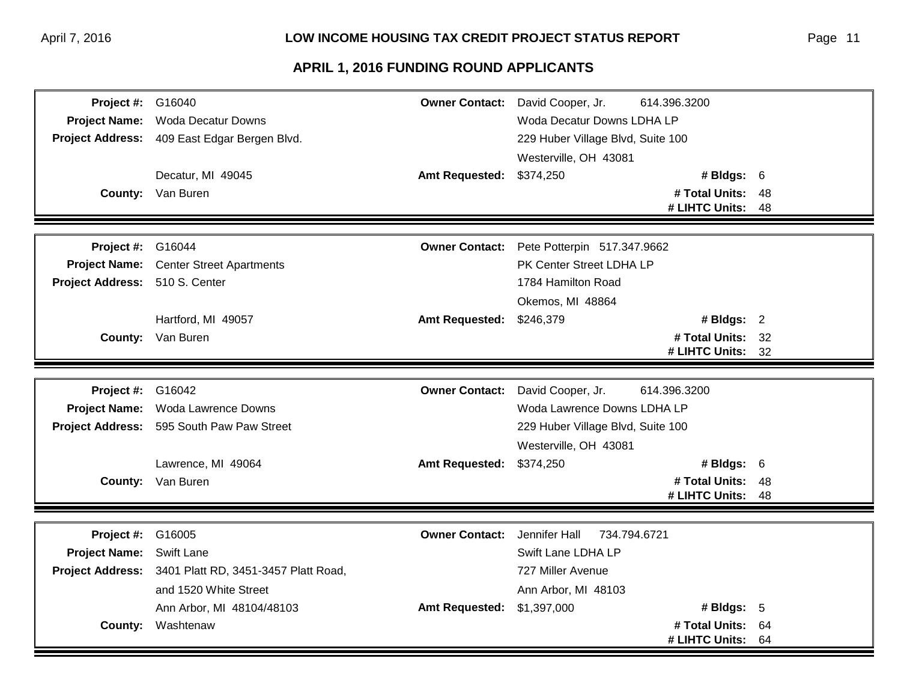## APRIL 1, 2016 FUNDING ROUND APPLICANTS

| | | | | | |
|---|---|---|---|---|---|
| **Project #:** | G16040 | **Owner Contact:** | David Cooper, Jr. 614.396.3200 | | |
| **Project Name:** | Woda Decatur Downs | | Woda Decatur Downs LDHA LP | | |
| **Project Address:** | 409 East Edgar Bergen Blvd. | | 229 Huber Village Blvd, Suite 100 | | |
| | | | Westerville, OH 43081 | | |
| | Decatur, MI 49045 | **Amt Requested:** | $374,250 | **# Bldgs:** | 6 |
| **County:** | Van Buren | | | **# Total Units:** | 48 |
| | | | | **# LIHTC Units:** | 48 |

| | | | | | |
|---|---|---|---|---|---|
| **Project #:** | G16044 | **Owner Contact:** | Pete Potterpin 517.347.9662 | | |
| **Project Name:** | Center Street Apartments | | PK Center Street LDHA LP | | |
| **Project Address:** | 510 S. Center | | 1784 Hamilton Road | | |
| | | | Okemos, MI 48864 | | |
| | Hartford, MI 49057 | **Amt Requested:** | $246,379 | **# Bldgs:** | 2 |
| **County:** | Van Buren | | | **# Total Units:** | 32 |
| | | | | **# LIHTC Units:** | 32 |

| | | | | | |
|---|---|---|---|---|---|
| **Project #:** | G16042 | **Owner Contact:** | David Cooper, Jr. 614.396.3200 | | |
| **Project Name:** | Woda Lawrence Downs | | Woda Lawrence Downs LDHA LP | | |
| **Project Address:** | 595 South Paw Paw Street | | 229 Huber Village Blvd, Suite 100 | | |
| | | | Westerville, OH 43081 | | |
| | Lawrence, MI 49064 | **Amt Requested:** | $374,250 | **# Bldgs:** | 6 |
| **County:** | Van Buren | | | **# Total Units:** | 48 |
| | | | | **# LIHTC Units:** | 48 |

| | | | | | |
|---|---|---|---|---|---|
| **Project #:** | G16005 | **Owner Contact:** | Jennifer Hall 734.794.6721 | | |
| **Project Name:** | Swift Lane | | Swift Lane LDHA LP | | |
| **Project Address:** | 3401 Platt RD, 3451-3457 Platt Road, | | 727 Miller Avenue | | |
| | and 1520 White Street | | Ann Arbor, MI 48103 | | |
| | Ann Arbor, MI 48104/48103 | **Amt Requested:** | $1,397,000 | **# Bldgs:** | 5 |
| **County:** | Washtenaw | | | **# Total Units:** | 64 |
| | | | | **# LIHTC Units:** | 64 |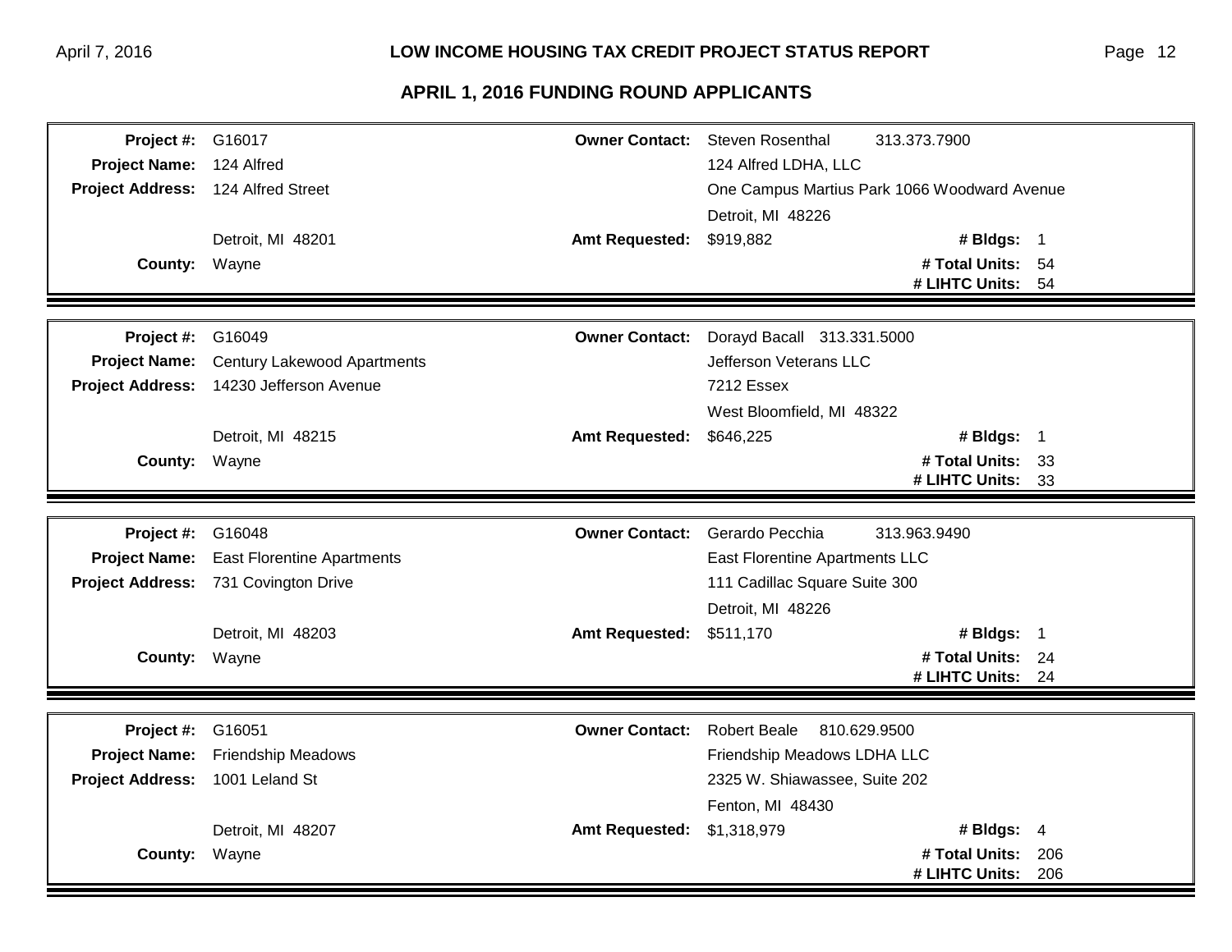## APRIL 1, 2016 FUNDING ROUND APPLICANTS

| | | | | | |
|---|---|---|---|---|---|
| **Project #:** | G16017 | **Owner Contact:** | Steven Rosenthal 313.373.7900 | | |
| **Project Name:** | 124 Alfred | | 124 Alfred LDHA, LLC | | |
| **Project Address:** | 124 Alfred Street | | One Campus Martius Park 1066 Woodward Avenue | | |
| | | | Detroit, MI 48226 | | |
| | Detroit, MI 48201 | **Amt Requested:** | $919,882 | **# Bldgs:** | 1 |
| **County:** | Wayne | | | **# Total Units:** | 54 |
| | | | | **# LIHTC Units:** | 54 |

| | | | | | |
|---|---|---|---|---|---|
| **Project #:** | G16049 | **Owner Contact:** | Dorayd Bacall 313.331.5000 | | |
| **Project Name:** | Century Lakewood Apartments | | Jefferson Veterans LLC | | |
| **Project Address:** | 14230 Jefferson Avenue | | 7212 Essex | | |
| | | | West Bloomfield, MI 48322 | | |
| | Detroit, MI 48215 | **Amt Requested:** | $646,225 | **# Bldgs:** | 1 |
| **County:** | Wayne | | | **# Total Units:** | 33 |
| | | | | **# LIHTC Units:** | 33 |

| | | | | | |
|---|---|---|---|---|---|
| **Project #:** | G16048 | **Owner Contact:** | Gerardo Pecchia 313.963.9490 | | |
| **Project Name:** | East Florentine Apartments | | East Florentine Apartments LLC | | |
| **Project Address:** | 731 Covington Drive | | 111 Cadillac Square Suite 300 | | |
| | | | Detroit, MI 48226 | | |
| | Detroit, MI 48203 | **Amt Requested:** | $511,170 | **# Bldgs:** | 1 |
| **County:** | Wayne | | | **# Total Units:** | 24 |
| | | | | **# LIHTC Units:** | 24 |

| | | | | | |
|---|---|---|---|---|---|
| **Project #:** | G16051 | **Owner Contact:** | Robert Beale 810.629.9500 | | |
| **Project Name:** | Friendship Meadows | | Friendship Meadows LDHA LLC | | |
| **Project Address:** | 1001 Leland St | | 2325 W. Shiawassee, Suite 202 | | |
| | | | Fenton, MI 48430 | | |
| | Detroit, MI 48207 | **Amt Requested:** | $1,318,979 | **# Bldgs:** | 4 |
| **County:** | Wayne | | | **# Total Units:** | 206 |
| | | | | **# LIHTC Units:** | 206 |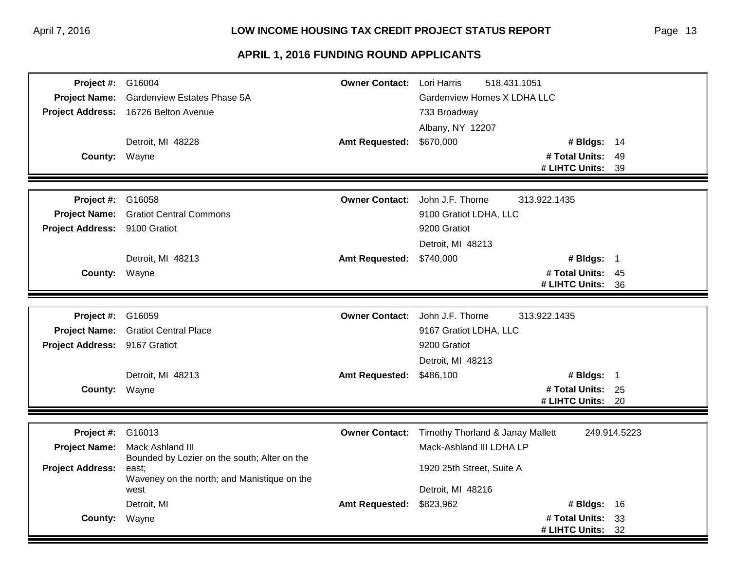## APRIL 1, 2016 FUNDING ROUND APPLICANTS

| | | | |
|---|---|---|---|
| **Project #:** | G16004 | **Owner Contact:** | Lori Harris 518.431.1051 |
| **Project Name:** | Gardenview Estates Phase 5A | | Gardenview Homes X LDHA LLC |
| **Project Address:** | 16726 Belton Avenue | | 733 Broadway |
| | | | Albany, NY 12207 |
| | Detroit, MI 48228 | **Amt Requested:** | $670,000 — **# Bldgs:** 14 |
| **County:** | Wayne | | **# Total Units:** 49 |
| | | | **# LIHTC Units:** 39 |

| | | | |
|---|---|---|---|
| **Project #:** | G16058 | **Owner Contact:** | John J.F. Thorne 313.922.1435 |
| **Project Name:** | Gratiot Central Commons | | 9100 Gratiot LDHA, LLC |
| **Project Address:** | 9100 Gratiot | | 9200 Gratiot |
| | | | Detroit, MI 48213 |
| | Detroit, MI 48213 | **Amt Requested:** | $740,000 — **# Bldgs:** 1 |
| **County:** | Wayne | | **# Total Units:** 45 |
| | | | **# LIHTC Units:** 36 |

| | | | |
|---|---|---|---|
| **Project #:** | G16059 | **Owner Contact:** | John J.F. Thorne 313.922.1435 |
| **Project Name:** | Gratiot Central Place | | 9167 Gratiot LDHA, LLC |
| **Project Address:** | 9167 Gratiot | | 9200 Gratiot |
| | | | Detroit, MI 48213 |
| | Detroit, MI 48213 | **Amt Requested:** | $486,100 — **# Bldgs:** 1 |
| **County:** | Wayne | | **# Total Units:** 25 |
| | | | **# LIHTC Units:** 20 |

| | | | |
|---|---|---|---|
| **Project #:** | G16013 | **Owner Contact:** | Timothy Thorland & Janay Mallett 249.914.5223 |
| **Project Name:** | Mack Ashland III | | Mack-Ashland III LDHA LP |
| **Project Address:** | Bounded by Lozier on the south; Alter on the east; Waveney on the north; and Manistique on the west | | 1920 25th Street, Suite A |
| | | | Detroit, MI 48216 |
| | Detroit, MI | **Amt Requested:** | $823,962 — **# Bldgs:** 16 |
| **County:** | Wayne | | **# Total Units:** 33 |
| | | | **# LIHTC Units:** 32 |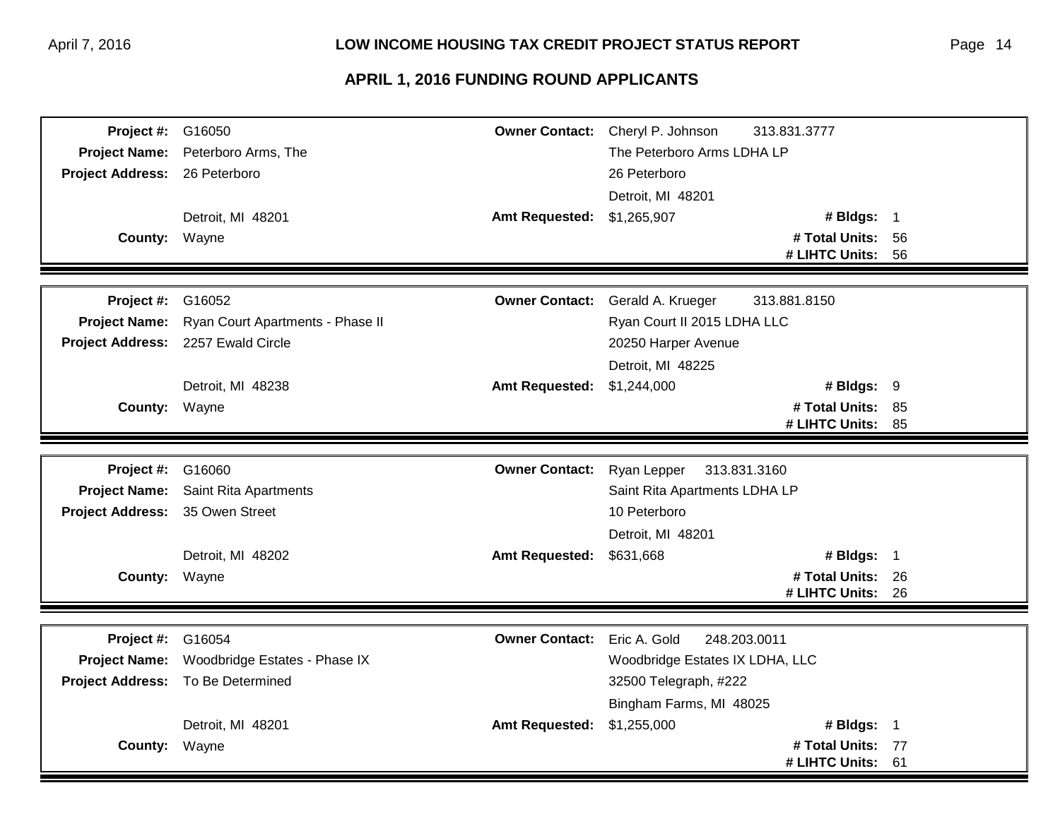## APRIL 1, 2016 FUNDING ROUND APPLICANTS

| | | | | | |
|---|---|---|---|---|---|
| **Project #:** | G16050 | **Owner Contact:** | Cheryl P. Johnson 313.831.3777 | | |
| **Project Name:** | Peterboro Arms, The | | The Peterboro Arms LDHA LP | | |
| **Project Address:** | 26 Peterboro | | 26 Peterboro | | |
| | | | Detroit, MI 48201 | | |
| | Detroit, MI 48201 | **Amt Requested:** | $1,265,907 | **# Bldgs:** | 1 |
| **County:** | Wayne | | | **# Total Units:** | 56 |
| | | | | **# LIHTC Units:** | 56 |

| | | | | | |
|---|---|---|---|---|---|
| **Project #:** | G16052 | **Owner Contact:** | Gerald A. Krueger 313.881.8150 | | |
| **Project Name:** | Ryan Court Apartments - Phase II | | Ryan Court II 2015 LDHA LLC | | |
| **Project Address:** | 2257 Ewald Circle | | 20250 Harper Avenue | | |
| | | | Detroit, MI 48225 | | |
| | Detroit, MI 48238 | **Amt Requested:** | $1,244,000 | **# Bldgs:** | 9 |
| **County:** | Wayne | | | **# Total Units:** | 85 |
| | | | | **# LIHTC Units:** | 85 |

| | | | | | |
|---|---|---|---|---|---|
| **Project #:** | G16060 | **Owner Contact:** | Ryan Lepper 313.831.3160 | | |
| **Project Name:** | Saint Rita Apartments | | Saint Rita Apartments LDHA LP | | |
| **Project Address:** | 35 Owen Street | | 10 Peterboro | | |
| | | | Detroit, MI 48201 | | |
| | Detroit, MI 48202 | **Amt Requested:** | $631,668 | **# Bldgs:** | 1 |
| **County:** | Wayne | | | **# Total Units:** | 26 |
| | | | | **# LIHTC Units:** | 26 |

| | | | | | |
|---|---|---|---|---|---|
| **Project #:** | G16054 | **Owner Contact:** | Eric A. Gold 248.203.0011 | | |
| **Project Name:** | Woodbridge Estates - Phase IX | | Woodbridge Estates IX LDHA, LLC | | |
| **Project Address:** | To Be Determined | | 32500 Telegraph, #222 | | |
| | | | Bingham Farms, MI 48025 | | |
| | Detroit, MI 48201 | **Amt Requested:** | $1,255,000 | **# Bldgs:** | 1 |
| **County:** | Wayne | | | **# Total Units:** | 77 |
| | | | | **# LIHTC Units:** | 61 |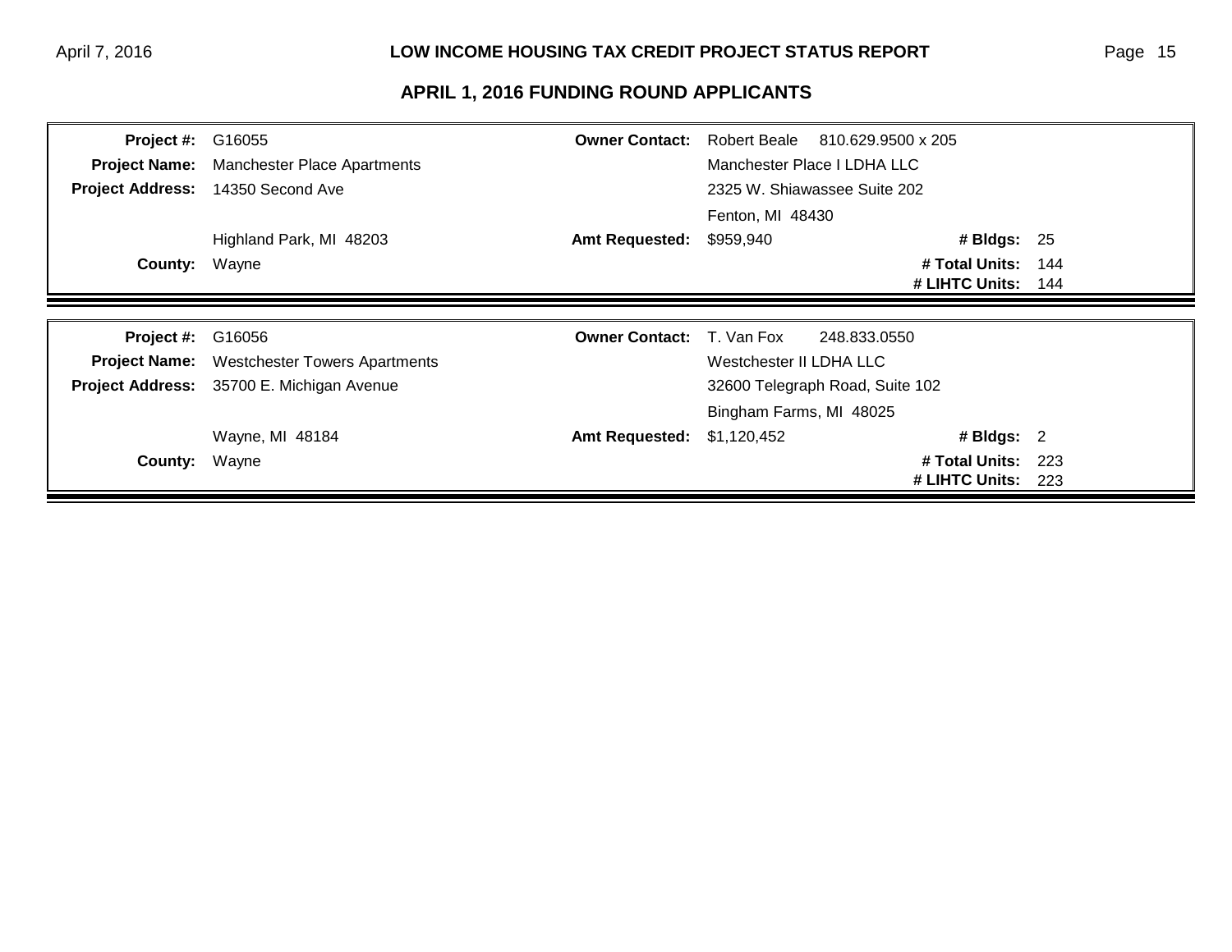## APRIL 1, 2016 FUNDING ROUND APPLICANTS

| | | | | | |
|---|---|---|---|---|---|
| **Project #:** | G16055 | **Owner Contact:** | Robert Beale 810.629.9500 x 205 | | |
| **Project Name:** | Manchester Place Apartments | | Manchester Place I LDHA LLC | | |
| **Project Address:** | 14350 Second Ave | | 2325 W. Shiawassee Suite 202 | | |
| | | | Fenton, MI 48430 | | |
| | Highland Park, MI 48203 | **Amt Requested:** | $959,940 | **# Bldgs:** | 25 |
| **County:** | Wayne | | | **# Total Units:** | 144 |
| | | | | **# LIHTC Units:** | 144 |

| | | | | | |
|---|---|---|---|---|---|
| **Project #:** | G16056 | **Owner Contact:** | T. Van Fox 248.833.0550 | | |
| **Project Name:** | Westchester Towers Apartments | | Westchester II LDHA LLC | | |
| **Project Address:** | 35700 E. Michigan Avenue | | 32600 Telegraph Road, Suite 102 | | |
| | | | Bingham Farms, MI 48025 | | |
| | Wayne, MI 48184 | **Amt Requested:** | $1,120,452 | **# Bldgs:** | 2 |
| **County:** | Wayne | | | **# Total Units:** | 223 |
| | | | | **# LIHTC Units:** | 223 |